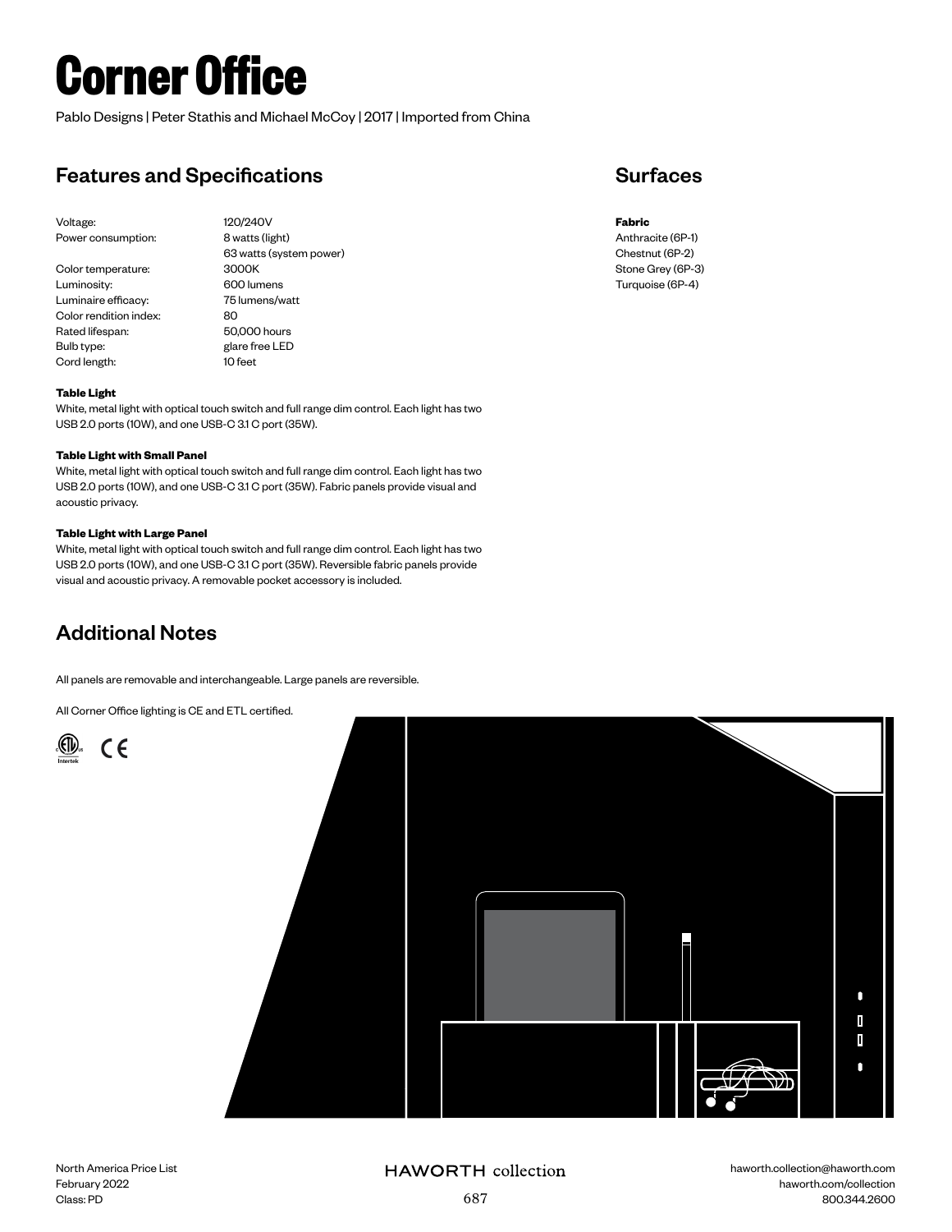# Corner Office

Pablo Designs | Peter Stathis and Michael McCoy | 2017 | Imported from China

## Features and Specifications

| | |
|---|---|
| Voltage: | 120/240V |
| Power consumption: | 8 watts (light)<br>63 watts (system power) |
| Color temperature: | 3000K |
| Luminosity: | 600 lumens |
| Luminaire efficacy: | 75 lumens/watt |
| Color rendition index: | 80 |
| Rated lifespan: | 50,000 hours |
| Bulb type: | glare free LED |
| Cord length: | 10 feet |

**Table Light**
White, metal light with optical touch switch and full range dim control. Each light has two USB 2.0 ports (10W), and one USB-C 3.1 C port (35W).

**Table Light with Small Panel**
White, metal light with optical touch switch and full range dim control. Each light has two USB 2.0 ports (10W), and one USB-C 3.1 C port (35W). Fabric panels provide visual and acoustic privacy.

**Table Light with Large Panel**
White, metal light with optical touch switch and full range dim control. Each light has two USB 2.0 ports (10W), and one USB-C 3.1 C port (35W). Reversible fabric panels provide visual and acoustic privacy. A removable pocket accessory is included.

## Surfaces

**Fabric**
Anthracite (6P-1)
Chestnut (6P-2)
Stone Grey (6P-3)
Turquoise (6P-4)

## Additional Notes

All panels are removable and interchangeable. Large panels are reversible.

All Corner Office lighting is CE and ETL certified.

North America Price List
February 2022
Class: PD

HAWORTH collection

haworth.collection@haworth.com
haworth.com/collection
800.344.2600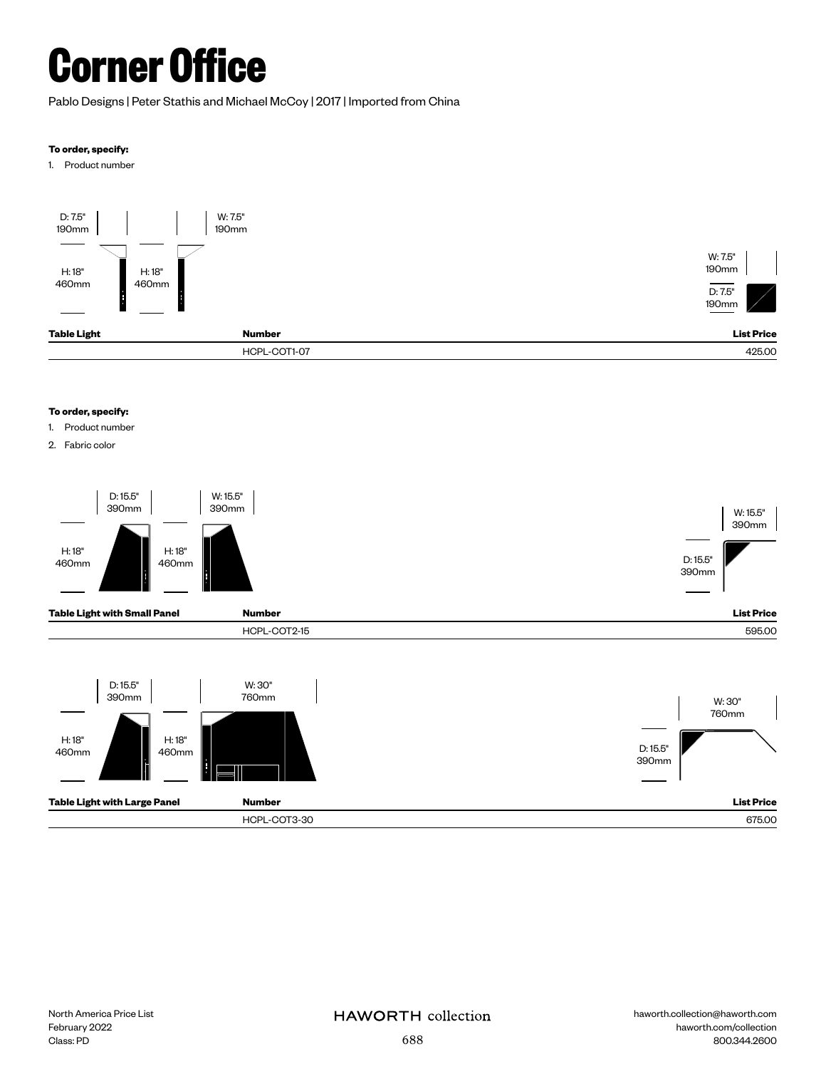# Corner Office

Pablo Designs | Peter Stathis and Michael McCoy | 2017 | Imported from China

**To order, specify:**

1. Product number

D: 7.5"
190mm

W: 7.5"
190mm

H: 18"
460mm

H: 18"
460mm

W: 7.5"
190mm

D: 7.5"
190mm

| Table Light | Number | List Price |
|---|---|---|
| | HCPL-COT1-07 | 425.00 |

**To order, specify:**

1. Product number
2. Fabric color

D: 15.5"
390mm

W: 15.5"
390mm

H: 18"
460mm

H: 18"
460mm

W: 15.5"
390mm

D: 15.5"
390mm

| Table Light with Small Panel | Number | List Price |
|---|---|---|
| | HCPL-COT2-15 | 595.00 |

D: 15.5"
390mm

W: 30"
760mm

H: 18"
460mm

H: 18"
460mm

W: 30"
760mm

D: 15.5"
390mm

| Table Light with Large Panel | Number | List Price |
|---|---|---|
| | HCPL-COT3-30 | 675.00 |

North America Price List
February 2022
Class: PD

HAWORTH collection

haworth.collection@haworth.com
haworth.com/collection
800.344.2600